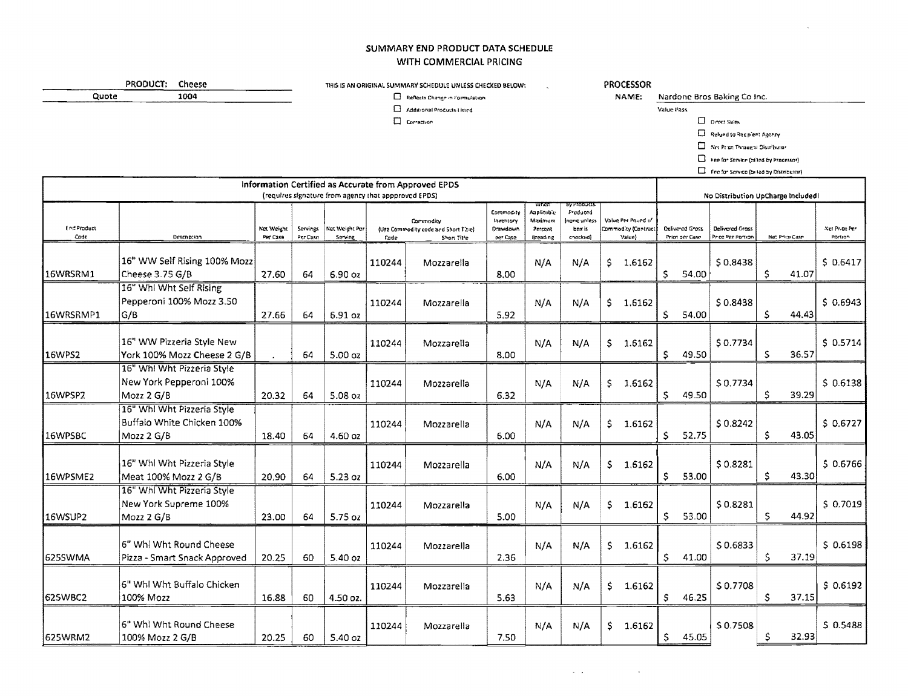# SUMMARY END PRODUCT DATA SCHEDULE
## WITH COMMERCIAL PRICING

**PRODUCT:** Cheese
**Quote** 1004

THIS IS AN ORIGINAL SUMMARY SCHEDULE UNLESS CHECKED BELOW:

- ☐ Reflects Change in Formulation
- ☐ Additional Products Listed
- ☐ Correction

**PROCESSOR NAME:** Nardone Bros Baking Co Inc.

Value Pass

- ☐ Direct Sales
- ☐ Refund to Recipient Agency
- ☐ Net Price Through Distributor
- ☐ Fee for Service (billed by Processor)
- ☐ Fee for Service (billed by Distributor)

| Information Certified as Accurate from Approved EPDS (requires signature from agency that appproved EPDS) | | | | | | | | | | | No Distribution UpCharge Included! | | | |
|---|---|---|---|---|---|---|---|---|---|---|---|---|---|---|
| End Product Code | Description | Net Weight Per Case | Servings Per Case | Net Weight Per Serving | Commodity (Use Commodity code and Short Title) Code | Short Title | Commodity Inventory Drawdown per Case | When Applicable Maximum Percent Breading | By-products Produced (none unless box is checked) | Value Per Pound of Commodity (Contract Value) | Delivered Gross Price per Case | Delivered Gross Price Per Portion | Net Price Case | Net Price Per Portion |
| 16WRSRM1 | 16" WW Self Rising 100% Mozz Cheese 3.75 G/B | 27.60 | 64 | 6.90 oz | 110244 | Mozzarella | 8.00 | N/A | N/A | $ 1.6162 | $ 54.00 | $ 0.8438 | $ 41.07 | $ 0.6417 |
| 16WRSRMP1 | 16" Whl Wht Self Rising Pepperoni 100% Mozz 3.50 G/B | 27.66 | 64 | 6.91 oz | 110244 | Mozzarella | 5.92 | N/A | N/A | $ 1.6162 | $ 54.00 | $ 0.8438 | $ 44.43 | $ 0.6943 |
| 16WPS2 | 16" WW Pizzeria Style New York 100% Mozz Cheese 2 G/B | . | 64 | 5.00 oz | 110244 | Mozzarella | 8.00 | N/A | N/A | $ 1.6162 | $ 49.50 | $ 0.7734 | $ 36.57 | $ 0.5714 |
| 16WPSP2 | 16" Whl Wht Pizzeria Style New York Pepperoni 100% Mozz 2 G/B | 20.32 | 64 | 5.08 oz | 110244 | Mozzarella | 6.32 | N/A | N/A | $ 1.6162 | $ 49.50 | $ 0.7734 | $ 39.29 | $ 0.6138 |
| 16WPSBC | 16" Whl Wht Pizzeria Style Buffalo White Chicken 100% Mozz 2 G/B | 18.40 | 64 | 4.60 oz | 110244 | Mozzarella | 6.00 | N/A | N/A | $ 1.6162 | $ 52.75 | $ 0.8242 | $ 43.05 | $ 0.6727 |
| 16WPSME2 | 16" Whl Wht Pizzeria Style Meat 100% Mozz 2 G/B | 20.90 | 64 | 5.23 oz | 110244 | Mozzarella | 6.00 | N/A | N/A | $ 1.6162 | $ 53.00 | $ 0.8281 | $ 43.30 | $ 0.6766 |
| 16WSUP2 | 16" Whl Wht Pizzeria Style New York Supreme 100% Mozz 2 G/B | 23.00 | 64 | 5.75 oz | 110244 | Mozzarella | 5.00 | N/A | N/A | $ 1.6162 | $ 53.00 | $ 0.8281 | $ 44.92 | $ 0.7019 |
| 625SWMA | 6" Whl Wht Round Cheese Pizza - Smart Snack Approved | 20.25 | 60 | 5.40 oz | 110244 | Mozzarella | 2.36 | N/A | N/A | $ 1.6162 | $ 41.00 | $ 0.6833 | $ 37.19 | $ 0.6198 |
| 625WBC2 | 6" Whl Wht Buffalo Chicken 100% Mozz | 16.88 | 60 | 4.50 oz. | 110244 | Mozzarella | 5.63 | N/A | N/A | $ 1.6162 | $ 46.25 | $ 0.7708 | $ 37.15 | $ 0.6192 |
| 625WRM2 | 6" Whl Wht Round Cheese 100% Mozz 2 G/B | 20.25 | 60 | 5.40 oz | 110244 | Mozzarella | 7.50 | N/A | N/A | $ 1.6162 | $ 45.05 | $ 0.7508 | $ 32.93 | $ 0.5488 |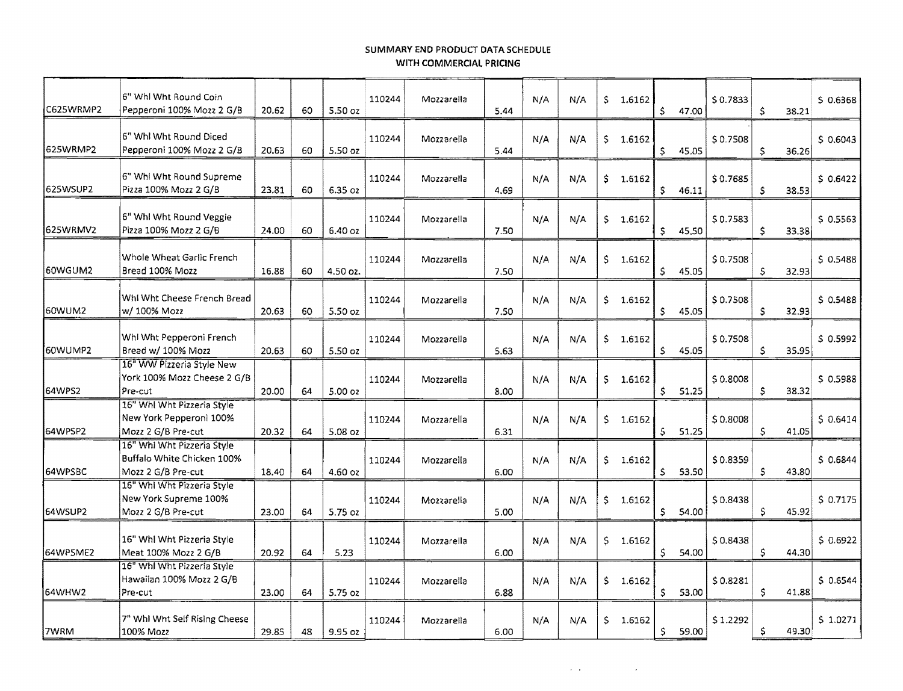## SUMMARY END PRODUCT DATA SCHEDULE
## WITH COMMERCIAL PRICING

| | | | | | | | | | | | | | | |
|---|---|---|---|---|---|---|---|---|---|---|---|---|---|---|
| C625WRMP2 | 6" Whl Wht Round Coin Pepperoni 100% Mozz 2 G/B | 20.62 | 60 | 5.50 oz | 110244 | Mozzarella | 5.44 | N/A | N/A | $ 1.6162 | $ 47.00 | $ 0.7833 | $ 38.21 | $ 0.6368 |
| 625WRMP2 | 6" Whl Wht Round Diced Pepperoni 100% Mozz 2 G/B | 20.63 | 60 | 5.50 oz | 110244 | Mozzarella | 5.44 | N/A | N/A | $ 1.6162 | $ 45.05 | $ 0.7508 | $ 36.26 | $ 0.6043 |
| 625WSUP2 | 6" Whl Wht Round Supreme Pizza 100% Mozz 2 G/B | 23.81 | 60 | 6.35 oz | 110244 | Mozzarella | 4.69 | N/A | N/A | $ 1.6162 | $ 46.11 | $ 0.7685 | $ 38.53 | $ 0.6422 |
| 625WRMV2 | 6" Whl Wht Round Veggie Pizza 100% Mozz 2 G/B | 24.00 | 60 | 6.40 oz | 110244 | Mozzarella | 7.50 | N/A | N/A | $ 1.6162 | $ 45.50 | $ 0.7583 | $ 33.38 | $ 0.5563 |
| 60WGUM2 | Whole Wheat Garlic French Bread 100% Mozz | 16.88 | 60 | 4.50 oz. | 110244 | Mozzarella | 7.50 | N/A | N/A | $ 1.6162 | $ 45.05 | $ 0.7508 | $ 32.93 | $ 0.5488 |
| 60WUM2 | Whl Wht Cheese French Bread w/ 100% Mozz | 20.63 | 60 | 5.50 oz | 110244 | Mozzarella | 7.50 | N/A | N/A | $ 1.6162 | $ 45.05 | $ 0.7508 | $ 32.93 | $ 0.5488 |
| 60WUMP2 | Whl Wht Pepperoni French Bread w/ 100% Mozz | 20.63 | 60 | 5.50 oz | 110244 | Mozzarella | 5.63 | N/A | N/A | $ 1.6162 | $ 45.05 | $ 0.7508 | $ 35.95 | $ 0.5992 |
| 64WPS2 | 16" WW Pizzeria Style New York 100% Mozz Cheese 2 G/B Pre-cut | 20.00 | 64 | 5.00 oz | 110244 | Mozzarella | 8.00 | N/A | N/A | $ 1.6162 | $ 51.25 | $ 0.8008 | $ 38.32 | $ 0.5988 |
| 64WPSP2 | 16" Whl Wht Pizzeria Style New York Pepperoni 100% Mozz 2 G/B Pre-cut | 20.32 | 64 | 5.08 oz | 110244 | Mozzarella | 6.31 | N/A | N/A | $ 1.6162 | $ 51.25 | $ 0.8008 | $ 41.05 | $ 0.6414 |
| 64WPSBC | 16" Whl Wht Pizzeria Style Buffalo White Chicken 100% Mozz 2 G/B Pre-cut | 18.40 | 64 | 4.60 oz | 110244 | Mozzarella | 6.00 | N/A | N/A | $ 1.6162 | $ 53.50 | $ 0.8359 | $ 43.80 | $ 0.6844 |
| 64WSUP2 | 16" Whl Wht Pizzeria Style New York Supreme 100% Mozz 2 G/B Pre-cut | 23.00 | 64 | 5.75 oz | 110244 | Mozzarella | 5.00 | N/A | N/A | $ 1.6162 | $ 54.00 | $ 0.8438 | $ 45.92 | $ 0.7175 |
| 64WPSME2 | 16" Whl Wht Pizzeria Style Meat 100% Mozz 2 G/B | 20.92 | 64 | 5.23 | 110244 | Mozzarella | 6.00 | N/A | N/A | $ 1.6162 | $ 54.00 | $ 0.8438 | $ 44.30 | $ 0.6922 |
| 64WHW2 | 16" Whl Wht Pizzeria Style Hawaiian 100% Mozz 2 G/B Pre-cut | 23.00 | 64 | 5.75 oz | 110244 | Mozzarella | 6.88 | N/A | N/A | $ 1.6162 | $ 53.00 | $ 0.8281 | $ 41.88 | $ 0.6544 |
| 7WRM | 7" Whl Wht Self Rising Cheese 100% Mozz | 29.85 | 48 | 9.95 oz | 110244 | Mozzarella | 6.00 | N/A | N/A | $ 1.6162 | $ 59.00 | $ 1.2292 | $ 49.30 | $ 1.0271 |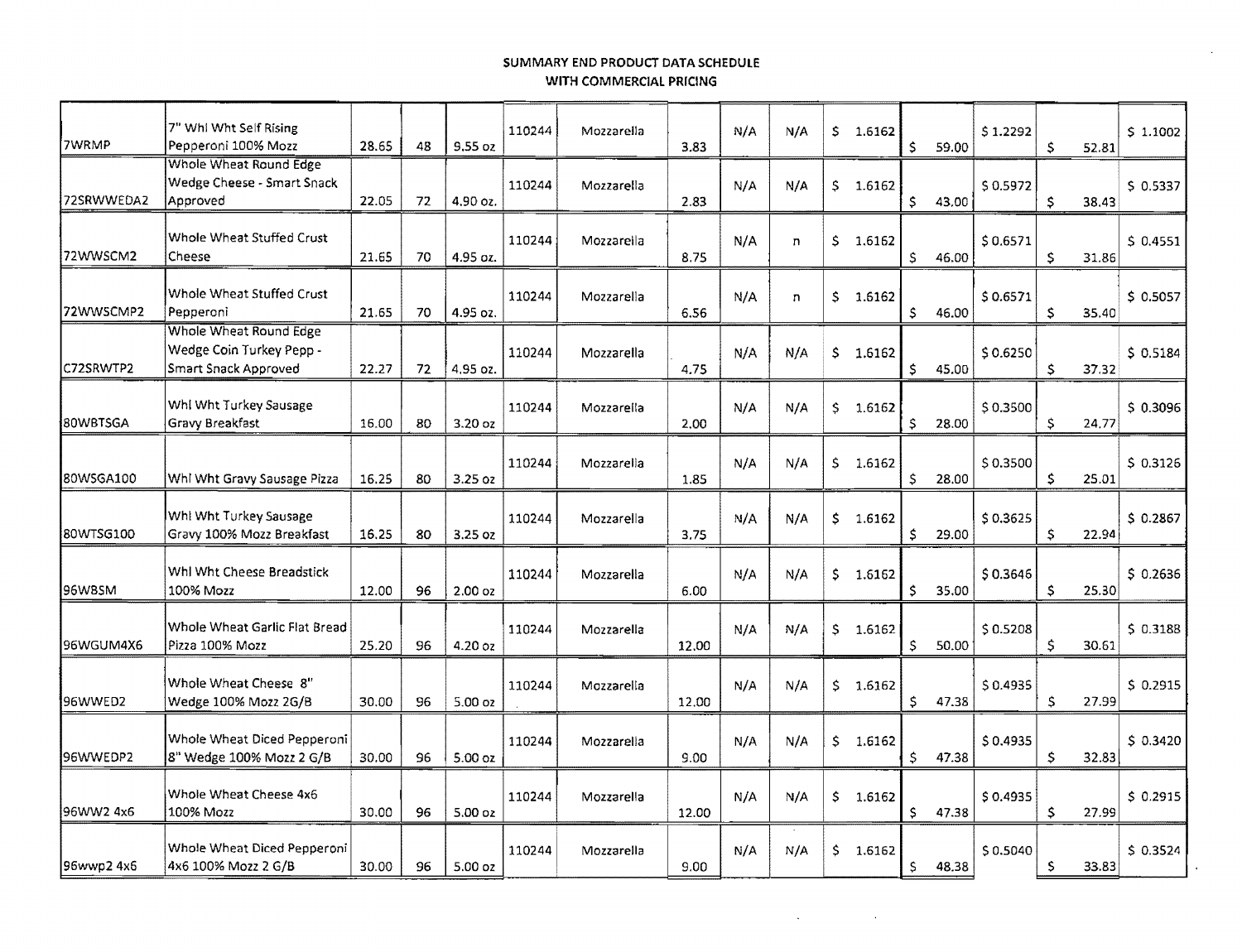# SUMMARY END PRODUCT DATA SCHEDULE
## WITH COMMERCIAL PRICING

| | | | | | | | | | | | | | | |
|---|---|---|---|---|---|---|---|---|---|---|---|---|---|---|
| 7WRMP | 7" Whl Wht Self Rising Pepperoni 100% Mozz | 28.65 | 48 | 9.55 oz | 110244 | Mozzarella | 3.83 | N/A | N/A | $ 1.6162 | $ 59.00 | $ 1.2292 | $ 52.81 | $ 1.1002 |
| 72SRWWEDA2 | Whole Wheat Round Edge Wedge Cheese - Smart Snack Approved | 22.05 | 72 | 4.90 oz. | 110244 | Mozzarella | 2.83 | N/A | N/A | $ 1.6162 | $ 43.00 | $ 0.5972 | $ 38.43 | $ 0.5337 |
| 72WWSCM2 | Whole Wheat Stuffed Crust Cheese | 21.65 | 70 | 4.95 oz. | 110244 | Mozzarella | 8.75 | N/A | n | $ 1.6162 | $ 46.00 | $ 0.6571 | $ 31.86 | $ 0.4551 |
| 72WWSCMP2 | Whole Wheat Stuffed Crust Pepperoni | 21.65 | 70 | 4.95 oz. | 110244 | Mozzarella | 6.56 | N/A | n | $ 1.6162 | $ 46.00 | $ 0.6571 | $ 35.40 | $ 0.5057 |
| C72SRWTP2 | Whole Wheat Round Edge Wedge Coin Turkey Pepp - Smart Snack Approved | 22.27 | 72 | 4.95 oz. | 110244 | Mozzarella | 4.75 | N/A | N/A | $ 1.6162 | $ 45.00 | $ 0.6250 | $ 37.32 | $ 0.5184 |
| 80WBTSGA | Whl Wht Turkey Sausage Gravy Breakfast | 16.00 | 80 | 3.20 oz | 110244 | Mozzarella | 2.00 | N/A | N/A | $ 1.6162 | $ 28.00 | $ 0.3500 | $ 24.77 | $ 0.3096 |
| 80WSGA100 | Whl Wht Gravy Sausage Pizza | 16.25 | 80 | 3.25 oz | 110244 | Mozzarella | 1.85 | N/A | N/A | $ 1.6162 | $ 28.00 | $ 0.3500 | $ 25.01 | $ 0.3126 |
| 80WTSG100 | Whl Wht Turkey Sausage Gravy 100% Mozz Breakfast | 16.25 | 80 | 3.25 oz | 110244 | Mozzarella | 3.75 | N/A | N/A | $ 1.6162 | $ 29.00 | $ 0.3625 | $ 22.94 | $ 0.2867 |
| 96WBSM | Whl Wht Cheese Breadstick 100% Mozz | 12.00 | 96 | 2.00 oz | 110244 | Mozzarella | 6.00 | N/A | N/A | $ 1.6162 | $ 35.00 | $ 0.3646 | $ 25.30 | $ 0.2636 |
| 96WGUM4X6 | Whole Wheat Garlic Flat Bread Pizza 100% Mozz | 25.20 | 96 | 4.20 oz | 110244 | Mozzarella | 12.00 | N/A | N/A | $ 1.6162 | $ 50.00 | $ 0.5208 | $ 30.61 | $ 0.3188 |
| 96WWED2 | Whole Wheat Cheese 8" Wedge 100% Mozz 2G/B | 30.00 | 96 | 5.00 oz | 110244 | Mozzarella | 12.00 | N/A | N/A | $ 1.6162 | $ 47.38 | $ 0.4935 | $ 27.99 | $ 0.2915 |
| 96WWEDP2 | Whole Wheat Diced Pepperoni 8" Wedge 100% Mozz 2 G/B | 30.00 | 96 | 5.00 oz | 110244 | Mozzarella | 9.00 | N/A | N/A | $ 1.6162 | $ 47.38 | $ 0.4935 | $ 32.83 | $ 0.3420 |
| 96WW2 4x6 | Whole Wheat Cheese 4x6 100% Mozz | 30.00 | 96 | 5.00 oz | 110244 | Mozzarella | 12.00 | N/A | N/A | $ 1.6162 | $ 47.38 | $ 0.4935 | $ 27.99 | $ 0.2915 |
| 96wwp2 4x6 | Whole Wheat Diced Pepperoni 4x6 100% Mozz 2 G/B | 30.00 | 96 | 5.00 oz | 110244 | Mozzarella | 9.00 | N/A | N/A | $ 1.6162 | $ 48.38 | $ 0.5040 | $ 33.83 | $ 0.3524 |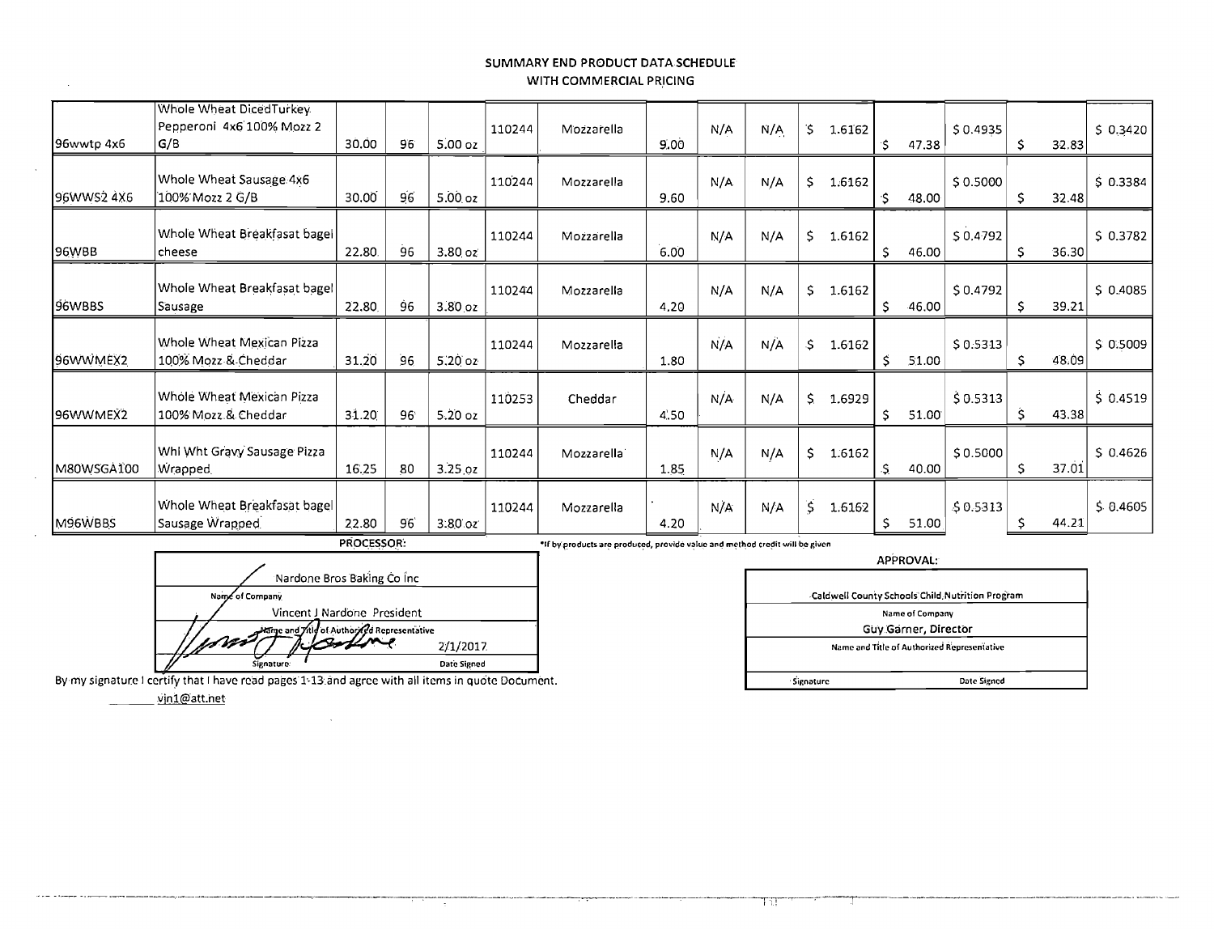## SUMMARY END PRODUCT DATA SCHEDULE
## WITH COMMERCIAL PRICING

| | | | | | | | | | | | | | | |
|---|---|---|---|---|---|---|---|---|---|---|---|---|---|---|
| 96wwtp 4x6 | Whole Wheat DicedTurkey Pepperoni 4x6 100% Mozz 2 G/B | 30.00 | 96 | 5.00 oz | 110244 | Mozzarella | 9.00 | N/A | N/A | $ 1.6162 | $ 47.38 | $ 0.4935 | $ 32.83 | $ 0.3420 |
| 96WWS2 4X6 | Whole Wheat Sausage 4x6 100% Mozz 2 G/B | 30.00 | 96 | 5.00 oz | 110244 | Mozzarella | 9.60 | N/A | N/A | $ 1.6162 | $ 48.00 | $ 0.5000 | $ 32.48 | $ 0.3384 |
| 96WBB | Whole Wheat Breakfasat bagel cheese | 22.80 | 96 | 3.80 oz | 110244 | Mozzarella | 6.00 | N/A | N/A | $ 1.6162 | $ 46.00 | $ 0.4792 | $ 36.30 | $ 0.3782 |
| 96WBBS | Whole Wheat Breakfasat bagel Sausage | 22.80 | 96 | 3.80 oz | 110244 | Mozzarella | 4.20 | N/A | N/A | $ 1.6162 | $ 46.00 | $ 0.4792 | $ 39.21 | $ 0.4085 |
| 96WWMEX2 | Whole Wheat Mexican Pizza 100% Mozz & Cheddar | 31.20 | 96 | 5.20 oz | 110244 | Mozzarella | 1.80 | N/A | N/A | $ 1.6162 | $ 51.00 | $ 0.5313 | $ 48.09 | $ 0.5009 |
| 96WWMEX2 | Whole Wheat Mexican Pizza 100% Mozz & Cheddar | 31.20 | 96 | 5.20 oz | 110253 | Cheddar | 4.50 | N/A | N/A | $ 1.6929 | $ 51.00 | $ 0.5313 | $ 43.38 | $ 0.4519 |
| M80WSGA100 | Whl Wht Gravy Sausage Pizza Wrapped | 16.25 | 80 | 3.25 oz | 110244 | Mozzarella | 1.85 | N/A | N/A | $ 1.6162 | $ 40.00 | $ 0.5000 | $ 37.01 | $ 0.4626 |
| M96WBBS | Whole Wheat Breakfasat bagel Sausage Wrapped | 22.80 | 96 | 3.80 oz | 110244 | Mozzarella | 4.20 | N/A | N/A | $ 1.6162 | $ 51.00 | $ 0.5313 | $ 44.21 | $ 0.4605 |

*If by-products are produced, provide value and method credit will be given

**PROCESSOR:**

Nardone Bros Baking Co Inc
Name of Company

Vincent J Nardone President
Name and Title of Authorized Representative

Signature: [signed] — Date Signed: 2/1/2017

By my signature I certify that I have read pages 1-13 and agree with all items in quote Document.

vjn1@att.net

**APPROVAL:**

Caldwell County Schools Child Nutrition Program
Name of Company

Guy Garner, Director
Name and Title of Authorized Representative

Signature — Date Signed